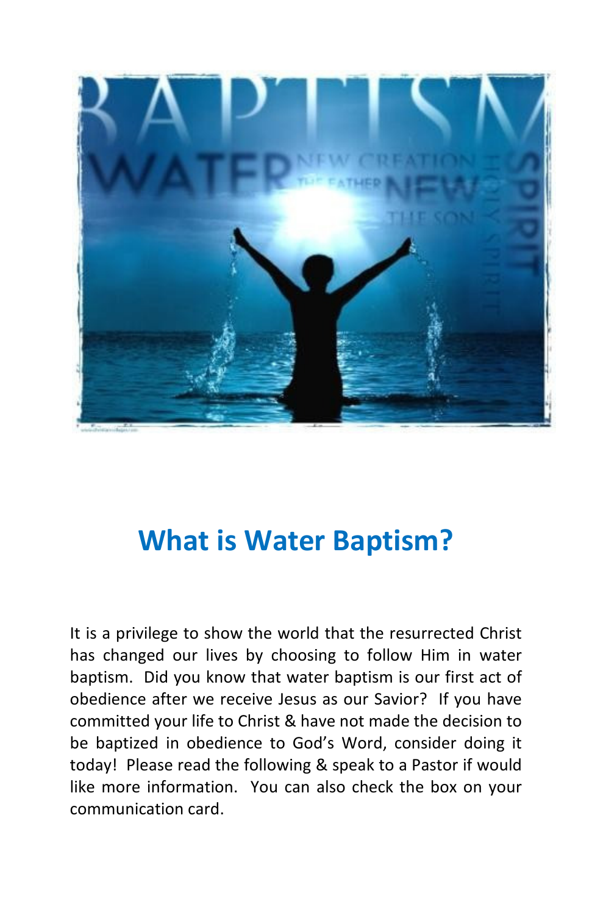# What is Water Baptism?

It is a privilege to show the world that the resurrected Christ has changed our lives by choosing to follow Him in water baptism. Did you know that water baptism is our first act of obedience after we receive Jesus as our Savior? If you have committed your life to Christ & have not made the decision to be baptized in obedience to God's Word, consider doing it today! Please read the following & speak to a Pastor if would like more information. You can also check the box on your communication card.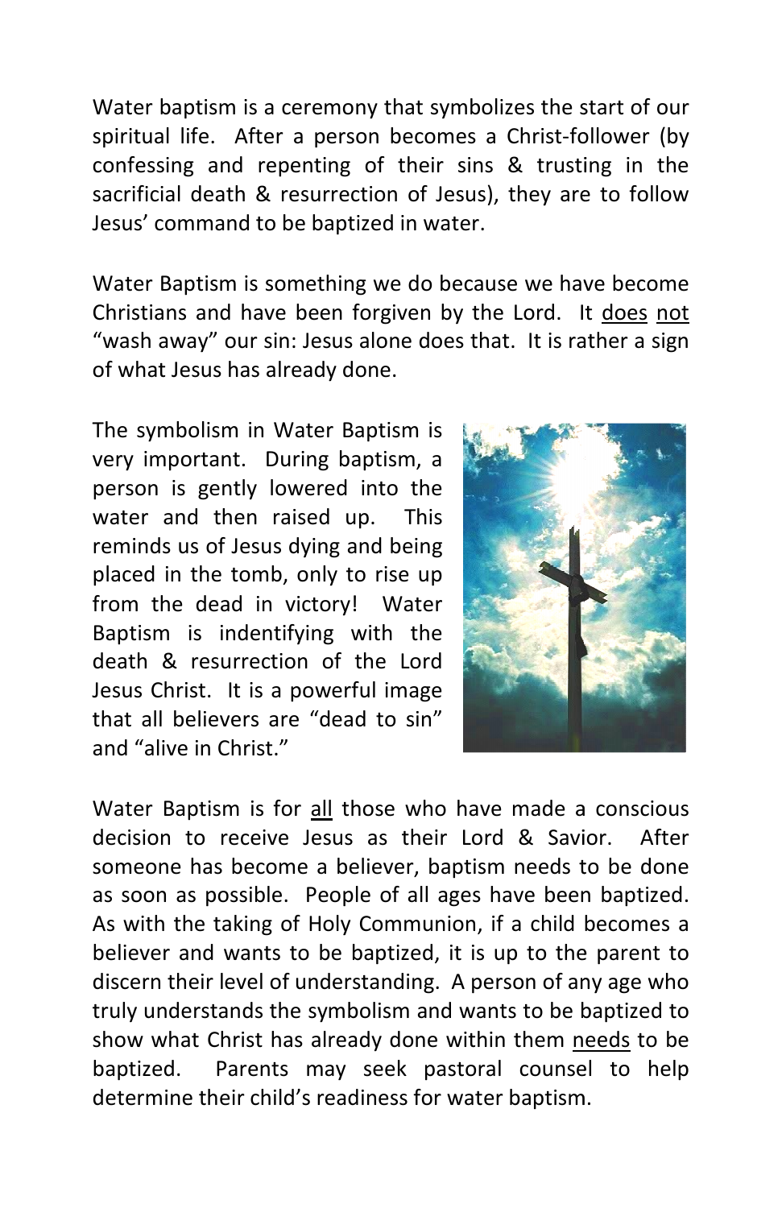Water baptism is a ceremony that symbolizes the start of our spiritual life. After a person becomes a Christ-follower (by confessing and repenting of their sins & trusting in the sacrificial death & resurrection of Jesus), they are to follow Jesus' command to be baptized in water.

Water Baptism is something we do because we have become Christians and have been forgiven by the Lord. It <u>does</u> <u>not</u> "wash away" our sin: Jesus alone does that. It is rather a sign of what Jesus has already done.

The symbolism in Water Baptism is very important. During baptism, a person is gently lowered into the water and then raised up. This reminds us of Jesus dying and being placed in the tomb, only to rise up from the dead in victory! Water Baptism is indentifying with the death & resurrection of the Lord Jesus Christ. It is a powerful image that all believers are "dead to sin" and "alive in Christ."

Water Baptism is for <u>all</u> those who have made a conscious decision to receive Jesus as their Lord & Savior. After someone has become a believer, baptism needs to be done as soon as possible. People of all ages have been baptized. As with the taking of Holy Communion, if a child becomes a believer and wants to be baptized, it is up to the parent to discern their level of understanding. A person of any age who truly understands the symbolism and wants to be baptized to show what Christ has already done within them <u>needs</u> to be baptized. Parents may seek pastoral counsel to help determine their child's readiness for water baptism.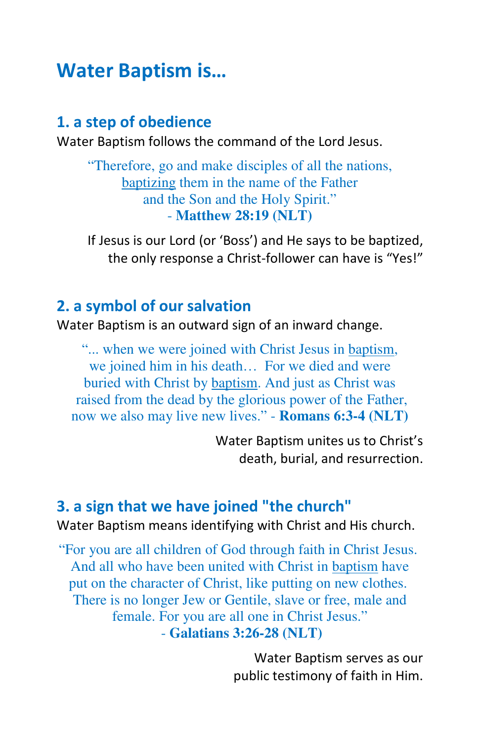# Water Baptism is…

## 1. a step of obedience

Water Baptism follows the command of the Lord Jesus.

> "Therefore, go and make disciples of all the nations, baptizing them in the name of the Father and the Son and the Holy Spirit."
> \- **Matthew 28:19 (NLT)**

If Jesus is our Lord (or 'Boss') and He says to be baptized, the only response a Christ-follower can have is "Yes!"

## 2. a symbol of our salvation

Water Baptism is an outward sign of an inward change.

> "... when we were joined with Christ Jesus in baptism, we joined him in his death… For we died and were buried with Christ by baptism. And just as Christ was raised from the dead by the glorious power of the Father, now we also may live new lives." - **Romans 6:3-4 (NLT)**

Water Baptism unites us to Christ's death, burial, and resurrection.

## 3. a sign that we have joined "the church"

Water Baptism means identifying with Christ and His church.

> "For you are all children of God through faith in Christ Jesus. And all who have been united with Christ in baptism have put on the character of Christ, like putting on new clothes. There is no longer Jew or Gentile, slave or free, male and female. For you are all one in Christ Jesus."
> \- **Galatians 3:26-28 (NLT)**

Water Baptism serves as our public testimony of faith in Him.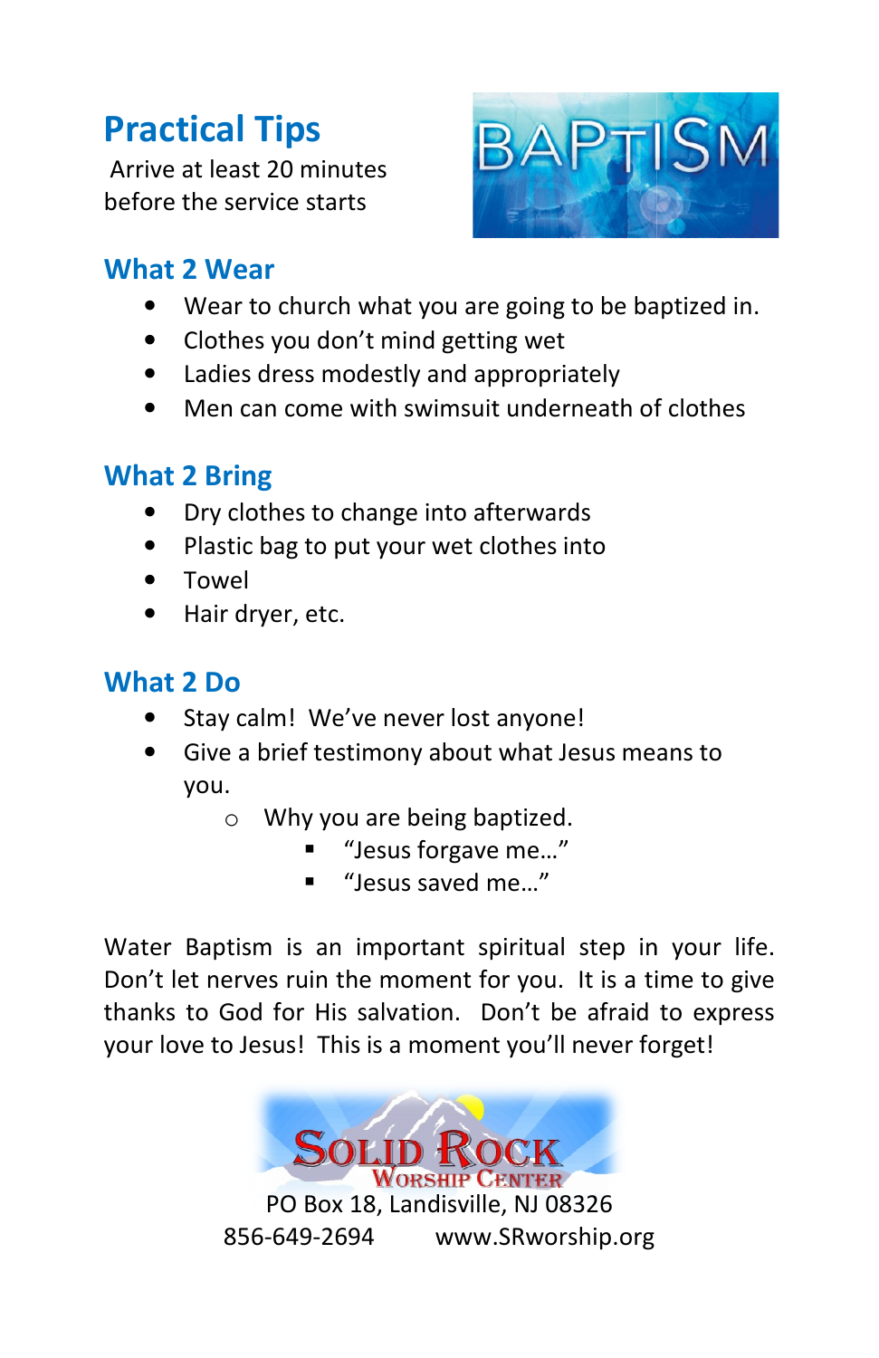## Practical Tips

Arrive at least 20 minutes before the service starts

BAPTISM

### What 2 Wear

- Wear to church what you are going to be baptized in.
- Clothes you don't mind getting wet
- Ladies dress modestly and appropriately
- Men can come with swimsuit underneath of clothes

### What 2 Bring

- Dry clothes to change into afterwards
- Plastic bag to put your wet clothes into
- Towel
- Hair dryer, etc.

### What 2 Do

- Stay calm! We've never lost anyone!
- Give a brief testimony about what Jesus means to you.
  - Why you are being baptized.
    - "Jesus forgave me…"
    - "Jesus saved me…"

Water Baptism is an important spiritual step in your life. Don't let nerves ruin the moment for you. It is a time to give thanks to God for His salvation. Don't be afraid to express your love to Jesus! This is a moment you'll never forget!

SOLID ROCK WORSHIP CENTER

PO Box 18, Landisville, NJ 08326

856-649-2694 www.SRworship.org